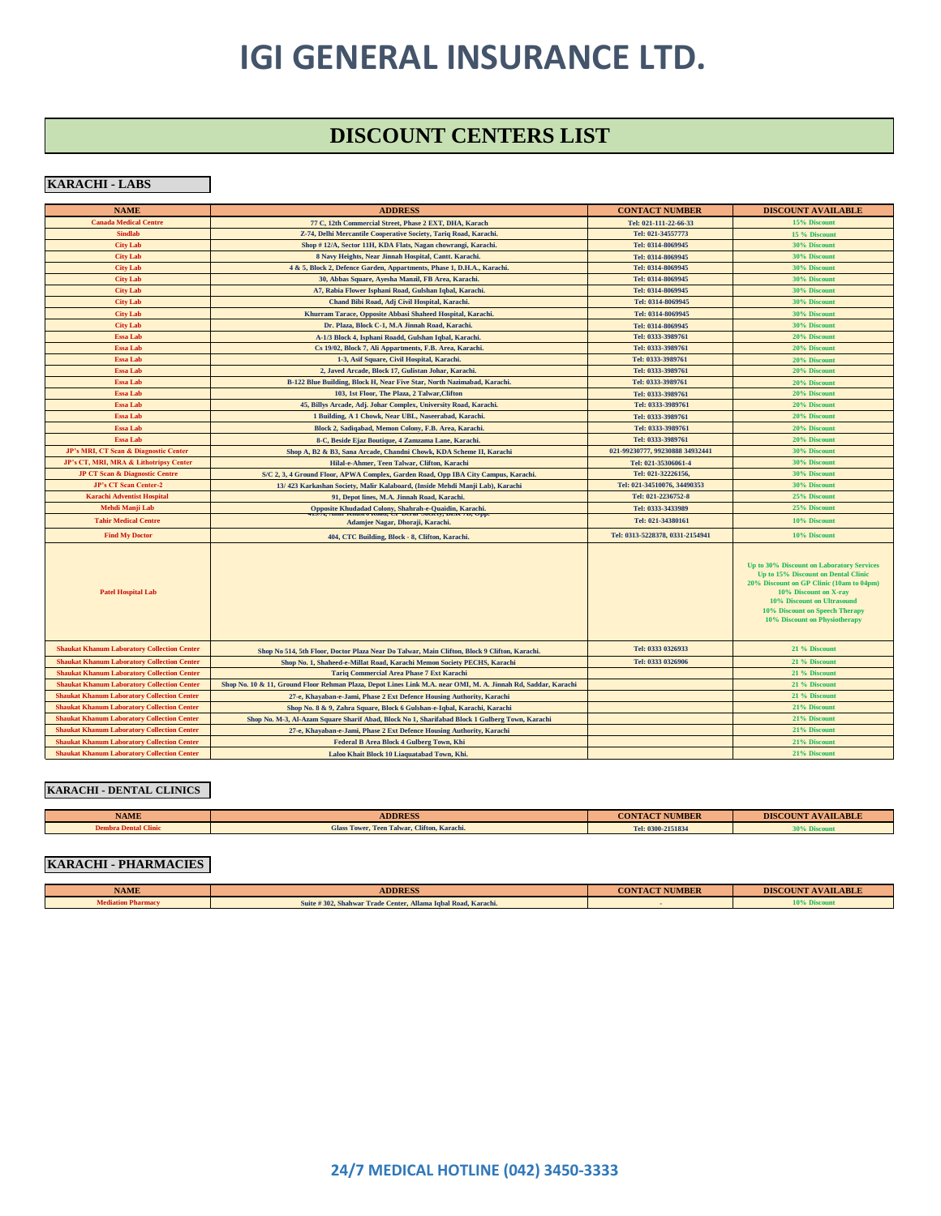# IGI GENERAL INSURANCE LTD.

## DISCOUNT CENTERS LIST

### KARACHI - LABS

| NAME | ADDRESS | CONTACT NUMBER | DISCOUNT AVAILABLE |
|---|---|---|---|
| Canada Medical Centre | 77 C, 12th Commercial Street, Phase 2 EXT, DHA, Karach | Tel: 021-111-22-66-33 | 15% Discount |
| Sindlab | Z-74, Delhi Mercantile Cooperative Society, Tariq Road, Karachi. | Tel: 021-34557773 | 15 % Discount |
| City Lab | Shop # 12/A, Sector 11H, KDA Flats, Nagan chowrangi, Karachi. | Tel: 0314-8069945 | 30% Discount |
| City Lab | 8 Navy Heights, Near Jinnah Hospital, Cantt. Karachi. | Tel: 0314-8069945 | 30% Discount |
| City Lab | 4 & 5, Block 2, Defence Garden, Appartments, Phase 1, D.H.A., Karachi. | Tel: 0314-8069945 | 30% Discount |
| City Lab | 30, Abbas Square, Ayesha Manzil, FB Area, Karachi. | Tel: 0314-8069945 | 30% Discount |
| City Lab | A7, Rabia Flower Isphani Road, Gulshan Iqbal, Karachi. | Tel: 0314-8069945 | 30% Discount |
| City Lab | Chand Bibi Road, Adj Civil Hospital, Karachi. | Tel: 0314-8069945 | 30% Discount |
| City Lab | Khurram Tarace, Opposite Abbasi Shaheed Hospital, Karachi. | Tel: 0314-8069945 | 30% Discount |
| City Lab | Dr. Plaza, Block C-1, M.A Jinnah Road, Karachi. | Tel: 0314-8069945 | 30% Discount |
| Essa Lab | A-1/3 Block 4, Isphani Roadd, Gulshan Iqbal, Karachi. | Tel: 0333-3989761 | 20% Discount |
| Essa Lab | Cs 19/02, Block 7, Ali Appartments, F.B. Area, Karachi. | Tel: 0333-3989761 | 20% Discount |
| Essa Lab | 1-3, Asif Square, Civil Hospital, Karachi. | Tel: 0333-3989761 | 20% Discount |
| Essa Lab | 2, Javed Arcade, Block 17, Gulistan Johar, Karachi. | Tel: 0333-3989761 | 20% Discount |
| Essa Lab | B-122 Blue Building, Block H, Near Five Star, North Nazimabad, Karachi. | Tel: 0333-3989761 | 20% Discount |
| Essa Lab | 103, 1st Floor, The Plaza, 2 Talwar,Clifton | Tel: 0333-3989761 | 20% Discount |
| Essa Lab | 45, Billys Arcade, Adj. Johar Complex, University Road, Karachi. | Tel: 0333-3989761 | 20% Discount |
| Essa Lab | 1 Building, A 1 Chowk, Near UBL, Naseerabad, Karachi. | Tel: 0333-3989761 | 20% Discount |
| Essa Lab | Block 2, Sadiqabad, Memon Colony, F.B. Area, Karachi. | Tel: 0333-3989761 | 20% Discount |
| Essa Lab | 8-C, Beside Ejaz Boutique, 4 Zamzama Lane, Karachi. | Tel: 0333-3989761 | 20% Discount |
| JP's MRI, CT Scan & Diagnostic Center | Shop A, B2 & B3, Sana Arcade, Chandni Chowk, KDA Scheme II, Karachi | 021-99230777, 99230888 34932441 | 30% Discount |
| JP's CT, MRI, MRA & Lithotripsy Center | Hilal-e-Ahmer, Teen Talwar, Clifton, Karachi | Tel: 021-35306061-4 | 30% Discount |
| JP CT Scan & Diagnostic Centre | S/C 2, 3, 4 Ground Floor, APWA Complex, Garden Road, Opp IBA City Campus, Karachi. | Tel: 021-32226156, | 30% Discount |
| JP's CT Scan Center-2 | 13/ 423 Karkashan Society, Malir Kalaboard, (Inside Mehdi Manji Lab), Karachi | Tel: 021-34510076, 34490353 | 30% Discount |
| Karachi Adventist Hospital | 91, Depot lines, M.A. Jinnah Road, Karachi. | Tel: 021-2236752-8 | 25% Discount |
| Mehdi Manji Lab | Opposite Khudadad Colony, Shahrah-e-Quaidin, Karachi. | Tel: 0333-3433989 | 25% Discount |
| Tahir Medical Centre | 413/1, Amir Khusro Road, CP Berar Society, BEH 7B, Opp. Adamjee Nagar, Dhoraji, Karachi. | Tel: 021-34380161 | 10% Discount |
| Find My Doctor | 404, CTC Building, Block - 8, Clifton, Karachi. | Tel: 0313-5228378, 0331-2154941 | 10% Discount |
| Patel Hospital Lab | | | Up to 30% Discount on Laboratory Services<br>Up to 15% Discount on Dental Clinic<br>20% Discount on GP Clinic (10am to 04pm)<br>10% Discount on X-ray<br>10% Discount on Ultrasound<br>10% Discount on Speech Therapy<br>10% Discount on Physiotherapy |
| Shaukat Khanum Laboratory Collection Center | Shop No 514, 5th Floor, Doctor Plaza Near Do Talwar, Main Clifton, Block 9 Clifton, Karachi. | Tel: 0333 0326933 | 21 % Discount |
| Shaukat Khanum Laboratory Collection Center | Shop No. 1, Shaheed-e-Millat Road, Karachi Memon Society PECHS, Karachi | Tel: 0333 0326906 | 21 % Discount |
| Shaukat Khanum Laboratory Collection Center | Tariq Commercial Area Phase 7 Ext Karachi | | 21 % Discount |
| Shaukat Khanum Laboratory Collection Center | Shop No. 10 & 11, Ground Floor Rehman Plaza, Depot Lines Link M.A. near OMI, M. A. Jinnah Rd, Saddar, Karachi | | 21 % Discount |
| Shaukat Khanum Laboratory Collection Center | 27-e, Khayaban-e-Jami, Phase 2 Ext Defence Housing Authority, Karachi | | 21 % Discount |
| Shaukat Khanum Laboratory Collection Center | Shop No. 8 & 9, Zahra Square, Block 6 Gulshan-e-Iqbal, Karachi, Karachi | | 21% Discount |
| Shaukat Khanum Laboratory Collection Center | Shop No. M-3, Al-Azam Square Sharif Abad, Block No 1, Sharifabad Block 1 Gulberg Town, Karachi | | 21% Discount |
| Shaukat Khanum Laboratory Collection Center | 27-e, Khayaban-e-Jami, Phase 2 Ext Defence Housing Authority, Karachi | | 21% Discount |
| Shaukat Khanum Laboratory Collection Center | Federal B Area Block 4 Gulberg Town, Khi | | 21% Discount |
| Shaukat Khanum Laboratory Collection Center | Laloo Khait Block 10 Liaquatabad Town, Khi. | | 21% Discount |

### KARACHI - DENTAL CLINICS

| NAME | ADDRESS | CONTACT NUMBER | DISCOUNT AVAILABLE |
|---|---|---|---|
| Dembra Dental Clinic | Glass Tower, Teen Talwar, Clifton, Karachi. | Tel: 0300-2151834 | 30% Discount |

### KARACHI - PHARMACIES

| NAME | ADDRESS | CONTACT NUMBER | DISCOUNT AVAILABLE |
|---|---|---|---|
| Mediation Pharmacy | Suite # 302, Shahwar Trade Center, Allama Iqbal Road, Karachi. | - | 10% Discount |

**24/7 MEDICAL HOTLINE (042) 3450-3333**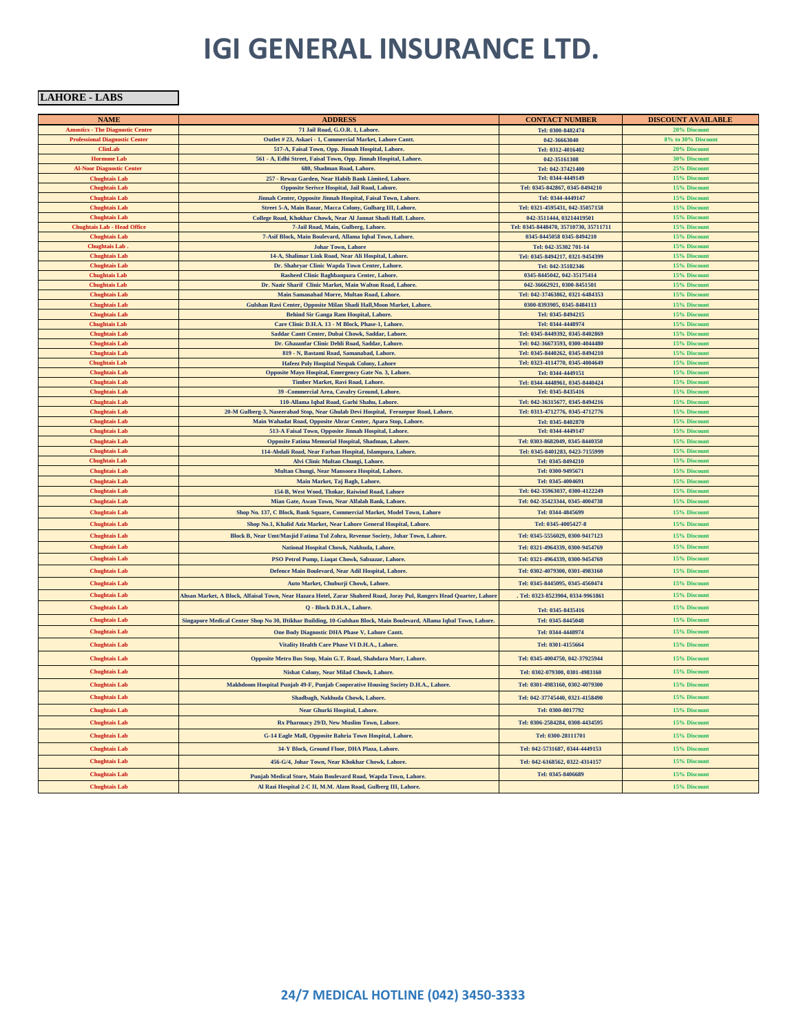# IGI GENERAL INSURANCE LTD.

**LAHORE - LABS**

| NAME | ADDRESS | CONTACT NUMBER | DISCOUNT AVAILABLE |
|---|---|---|---|
| Azmostics - The Diagnostic Centre | 71 Jail Road, G.O.R. 1, Lahore. | Tel: 0300-8482474 | 20% Discount |
| Professional Diagnostic Center | Outlet # 23, Askari - 1, Commercial Market, Lahore Cantt. | 042-36663040 | 8% to 30% Discount |
| ClinLab | 517-A, Faisal Town, Opp. Jinnah Hospital, Lahore. | Tel: 0312-4016402 | 20% Discount |
| Hormone Lab | 561 - A, Edhi Street, Faisal Town, Opp. Jinnah Hospital, Lahore. | 042-35161308 | 30% Discount |
| Al-Noor Diagnostic Center | 680, Shadman Road, Lahore. | Tel: 042-37421400 | 25% Discount |
| Chughtais Lab | 257 - Rewaz Garden, Near Habib Bank Limited, Lahore. | Tel: 0344-4449149 | 15% Discount |
| Chughtais Lab | Opposite Serivce Hospital, Jail Road, Lahore. | Tel: 0345-842867, 0345-8494210 | 15% Discount |
| Chughtais Lab | Jinnah Center, Opposite Jinnah Hospital, Faisal Town, Lahore. | Tel: 0344-4449147 | 15% Discount |
| Chughtais Lab | Street 5-A, Main Bazar, Macca Colony, Gulbarg III, Lahore. | Tel: 0321-4595431, 042-35057158 | 15% Discount |
| Chughtais Lab | College Road, Khokhar Chowk, Near Al Jannat Shadi Hall. Lahore. | 042-3511444, 03214419501 | 15% Discount |
| Chughtais Lab - Head Office | 7-Jail Road, Main, Gulberg, Lahore. | Tel: 0345-8448470, 35710730, 35711711 | 15% Discount |
| Chughtais Lab | 7-Asif Block, Main Boulevard, Allama Iqbal Town, Lahore. | 0345-8445058 0345-8494210 | 15% Discount |
| Chughtais Lab . | Johar Town, Lahore | Tel: 042-35302 701-14 | 15% Discount |
| Chughtais Lab | 14-A, Shalimar Link Road, Near Ali Hospital, Lahore. | Tel: 0345-8494217, 0321-9454399 | 15% Discount |
| Chughtais Lab | Dr. Shahryar Clinic Wapda Town Center, Lahore. | Tel: 042-35182346 | 15% Discount |
| Chughtais Lab | Rasheed Clinic Baghbanpura Center, Lahore. | 0345-8445042, 042-35175414 | 15% Discount |
| Chughtais Lab | Dr. Nazir Sharif Clinic Market, Main Walton Road, Lahore. | 042-36662921, 0300-8451501 | 15% Discount |
| Chughtais Lab | Main Samanabad Morre, Multan Road, Lahore. | Tel: 042-37463862, 0321-6484353 | 15% Discount |
| Chughtais Lab | Gulshan Ravi Center, Opposite Milan Shadi Hall,Moon Market, Lahore. | 0300-8393905, 0345-8484113 | 15% Discount |
| Chughtais Lab | Behind Sir Ganga Ram Hospital, Lahore. | Tel: 0345-8494215 | 15% Discount |
| Chughtais Lab | Care Clinic D.H.A. 13 - M Block, Phase-1, Lahore. | Tel: 0344-4448974 | 15% Discount |
| Chughtais Lab | Saddar Cantt Center, Dubai Chowk, Saddar, Lahore. | Tel: 0345-8449392, 0345-8402869 | 15% Discount |
| Chughtais Lab | Dr. Ghazanfar Clinic Dehli Road, Saddar, Lahore. | Tel: 042-36673593, 0300-4044480 | 15% Discount |
| Chughtais Lab | 819 - N, Bastami Road, Samanabad, Lahore. | Tel: 0345-8440262, 0345-8494210 | 15% Discount |
| Chughtais Lab | Hafeez Poly Hospital Nespak Colony, Lahore | Tel: 0323-4114770, 0345-4004649 | 15% Discount |
| Chughtais Lab | Opposite Mayo Hospital, Emergency Gate No. 3, Lahore. | Tel: 0344-4449151 | 15% Discount |
| Chughtais Lab | Timber Market, Ravi Road, Lahore. | Tel: 0344-4448961, 0345-8440424 | 15% Discount |
| Chughtais Lab | 39 -Commercial Area, Cavalry Ground, Lahore. | Tel: 0345-8435416 | 15% Discount |
| Chughtais Lab | 110-Allama Iqbal Road, Garhi Shahu, Lahore. | Tel: 042-36315677, 0345-8494216 | 15% Discount |
| Chughtais Lab | 20-M Gulberg-3, Naseerabad Stop, Near Ghulab Devi Hospital, Ferozepur Road, Lahore. | Tel: 0313-4712776, 0345-4712776 | 15% Discount |
| Chughtais Lab | Main Wahadat Road, Opposite Abrar Center, Apara Stop, Lahore. | Tel: 0345-8402870 | 15% Discount |
| Chughtais Lab | 513-A Faisal Town, Opposite Jinnah Hospital, Lahore. | Tel: 0344-4449147 | 15% Discount |
| Chughtais Lab | Opposite Fatima Memorial Hospital, Shadman, Lahore. | Tel: 0303-8682049, 0345-8440350 | 15% Discount |
| Chughtais Lab | 114-Abdali Road, Near Farhan Hospital, Islampura, Lahore. | Tel: 0345-8401283, 0423-7155999 | 15% Discount |
| Chughtais Lab | Alvi Clinic Multan Chungi, Lahore. | Tel: 0345-8494210 | 15% Discount |
| Chughtais Lab | Multan Chungi, Near Mansoora Hospital, Lahore. | Tel: 0300-9495671 | 15% Discount |
| Chughtais Lab | Main Market, Taj Bagh, Lahore. | Tel: 0345-4004691 | 15% Discount |
| Chughtais Lab | 154-B, West Wood, Thokar, Raiwind Road, Lahore | Tel: 042-35963037, 0300-4122249 | 15% Discount |
| Chughtais Lab | Mian Gate, Awan Town, Near Alfalah Bank, Lahore. | Tel: 042-35423344, 0345-4004738 | 15% Discount |
| Chughtais Lab | Shop No. 137, C Block, Bank Square, Commercial Market, Model Town, Lahore | Tel: 0344-4845699 | 15% Discount |
| Chughtais Lab | Shop No.1, Khalid Aziz Market, Near Lahore General Hospital, Lahore. | Tel: 0345-4005427-8 | 15% Discount |
| Chughtais Lab | Block B, Near Umt/Masjid Fatima Tul Zohra, Revenue Society, Johar Town, Lahore. | Tel: 0345-5556029, 0300-9417123 | 15% Discount |
| Chughtais Lab | National Hospital Chowk, Nakhuda, Lahore. | Tel: 0321-4964339, 0300-9454769 | 15% Discount |
| Chughtais Lab | PSO Petrol Pump, Liaqat Chowk, Sabzazar, Lahore. | Tel: 0321-4964339, 0300-9454769 | 15% Discount |
| Chughtais Lab | Defence Main Boulevard, Near Adil Hospital, Lahore. | Tel: 0302-4079300, 0301-4983160 | 15% Discount |
| Chughtais Lab | Auto Market, Chuburji Chowk, Lahore. | Tel: 0345-8445095, 0345-4560474 | 15% Discount |
| Chughtais Lab | Ahsan Market, A Block, Alfaisal Town, Near Hazara Hotel, Zarar Shaheed Road, Joray Pul, Rangers Head Quarter, Lahore | . Tel: 0323-8523904, 0334-9961861 | 15% Discount |
| Chughtais Lab | Q - Block D.H.A., Lahore. | Tel: 0345-8435416 | 15% Discount |
| Chughtais Lab | Singapore Medical Center Shop No 30, Iftikhar Building, 10-Gulshan Block, Main Boulevard, Allama Iqbal Town, Lahore. | Tel: 0345-8445048 | 15% Discount |
| Chughtais Lab | One Body Diagnostic DHA Phase V, Lahore Cantt. | Tel: 0344-4448974 | 15% Discount |
| Chughtais Lab | Vitality Health Care Phase VI D.H.A., Lahore. | Tel: 0301-4155664 | 15% Discount |
| Chughtais Lab | Opposite Metro Bus Stop, Main G.T. Road, Shahdara Morr, Lahore. | Tel: 0345-4004750, 042-37925944 | 15% Discount |
| Chughtais Lab | Nishat Colony, Near Milad Chowk, Lahore. | Tel: 0302-079300, 0301-4983160 | 15% Discount |
| Chughtais Lab | Makhdoom Hospital Punjab 49-F, Punjab Cooperative Housing Society D.H.A., Lahore. | Tel: 0301-4983160, 0302-4079300 | 15% Discount |
| Chughtais Lab | Shadbagh, Nakhuda Chowk, Lahore. | Tel: 042-37745440, 0321-4158490 | 15% Discount |
| Chughtais Lab | Near Ghurki Hospital, Lahore. | Tel: 0300-8017792 | 15% Discount |
| Chughtais Lab | Rx Pharmacy 29/D, New Muslim Town, Lahore. | Tel: 0306-2584284, 0308-4434595 | 15% Discount |
| Chughtais Lab | G-14 Eagle Mall, Opposite Bahria Town Hospital, Lahore. | Tel: 0300-28111701 | 15% Discount |
| Chughtais Lab | 34-Y Block, Ground Floor, DHA Plaza, Lahore. | Tel: 042-5731687, 0344-4449153 | 15% Discount |
| Chughtais Lab | 456-G/4, Johar Town, Near Khokhar Chowk, Lahore. | Tel: 042-6168562, 0322-4314157 | 15% Discount |
| Chughtais Lab | Punjab Medical Store, Main Boulevard Road, Wapda Town, Lahore. | Tel: 0345-8406689 | 15% Discount |
| Chughtais Lab | Al Razi Hospital 2-C II, M.M. Alam Road, Gulberg III, Lahore. | | 15% Discount |

**24/7 MEDICAL HOTLINE (042) 3450-3333**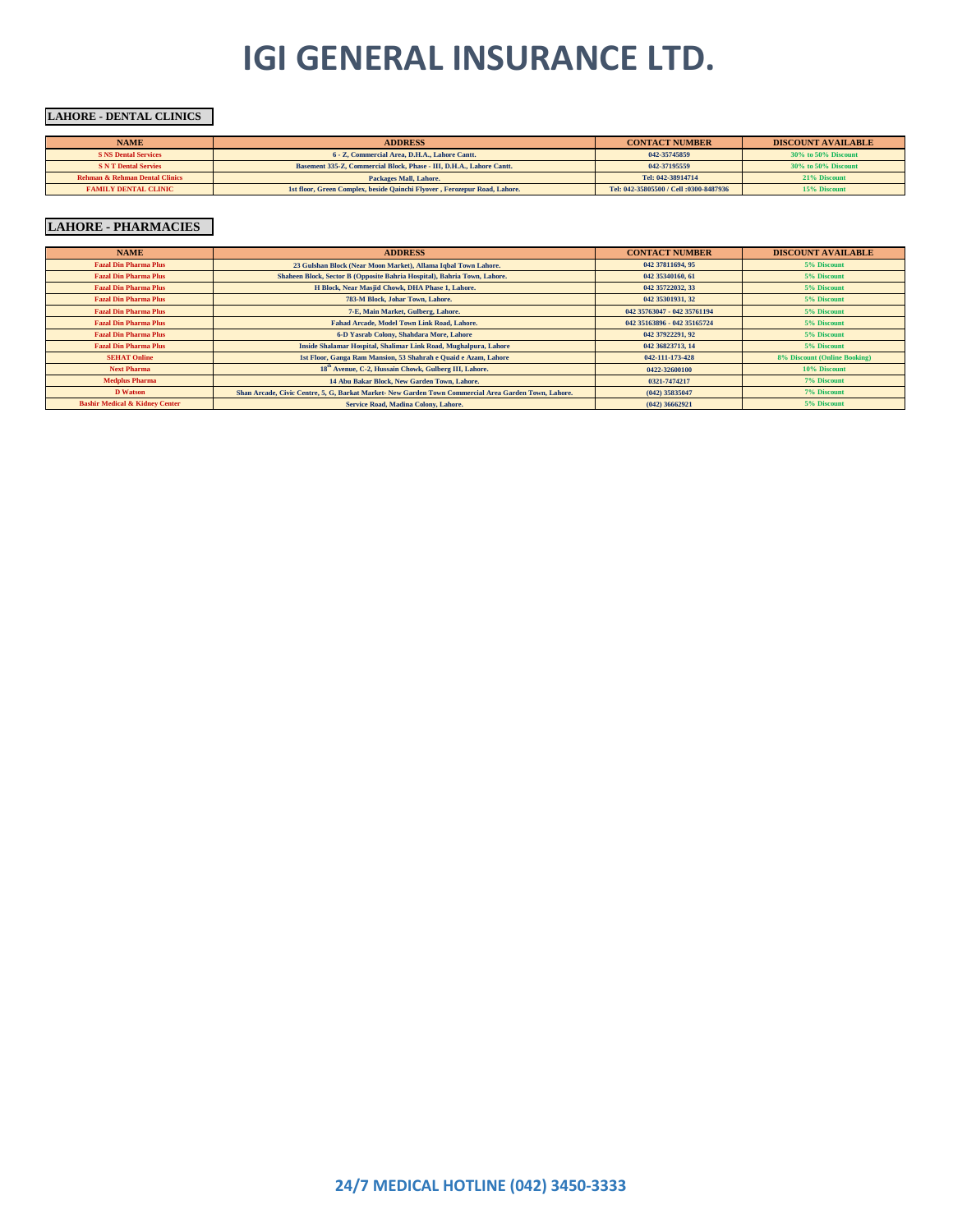# IGI GENERAL INSURANCE LTD.

## LAHORE - DENTAL CLINICS

| NAME | ADDRESS | CONTACT NUMBER | DISCOUNT AVAILABLE |
|---|---|---|---|
| S NS Dental Services | 6 - Z, Commercial Area, D.H.A., Lahore Cantt. | 042-35745859 | 30% to 50% Discount |
| S N T Dental Servies | Basement 335-Z, Commercial Block, Phase - III, D.H.A., Lahore Cantt. | 042-37195559 | 30% to 50% Discount |
| Rehman & Rehman Dental Clinics | Packages Mall, Lahore. | Tel: 042-38914714 | 21% Discount |
| FAMILY DENTAL CLINIC | 1st floor, Green Complex, beside Qainchi Flyover , Ferozepur Road, Lahore. | Tel: 042-35805500 / Cell :0300-8487936 | 15% Discount |

## LAHORE - PHARMACIES

| NAME | ADDRESS | CONTACT NUMBER | DISCOUNT AVAILABLE |
|---|---|---|---|
| Fazal Din Pharma Plus | 23 Gulshan Block (Near Moon Market), Allama Iqbal Town Lahore. | 042 37811694, 95 | 5% Discount |
| Fazal Din Pharma Plus | Shaheen Block, Sector B (Opposite Bahria Hospital), Bahria Town, Lahore. | 042 35340160, 61 | 5% Discount |
| Fazal Din Pharma Plus | H Block, Near Masjid Chowk, DHA Phase 1, Lahore. | 042 35722032, 33 | 5% Discount |
| Fazal Din Pharma Plus | 783-M Block, Johar Town, Lahore. | 042 35301931, 32 | 5% Discount |
| Fazal Din Pharma Plus | 7-E, Main Market, Gulberg, Lahore. | 042 35763047 - 042 35761194 | 5% Discount |
| Fazal Din Pharma Plus | Fahad Arcade, Model Town Link Road, Lahore. | 042 35163896 - 042 35165724 | 5% Discount |
| Fazal Din Pharma Plus | 6-D Yasrab Colony, Shahdara More, Lahore | 042 37922291, 92 | 5% Discount |
| Fazal Din Pharma Plus | Inside Shalamar Hospital, Shalimar Link Road, Mughalpura, Lahore | 042 36823713, 14 | 5% Discount |
| SEHAT Online | 1st Floor, Ganga Ram Mansion, 53 Shahrah e Quaid e Azam, Lahore | 042-111-173-428 | 8% Discount (Online Booking) |
| Next Pharma | 18th Avenue, C-2, Hussain Chowk, Gulberg III, Lahore. | 0422-32600100 | 10% Discount |
| Medplus Pharma | 14 Abu Bakar Block, New Garden Town, Lahore. | 0321-7474217 | 7% Discount |
| D Watson | Shan Arcade, Civic Centre, 5, G, Barkat Market- New Garden Town Commercial Area Garden Town, Lahore. | (042) 35835047 | 7% Discount |
| Bashir Medical & Kidney Center | Service Road, Madina Colony, Lahore. | (042) 36662921 | 5% Discount |

**24/7 MEDICAL HOTLINE (042) 3450-3333**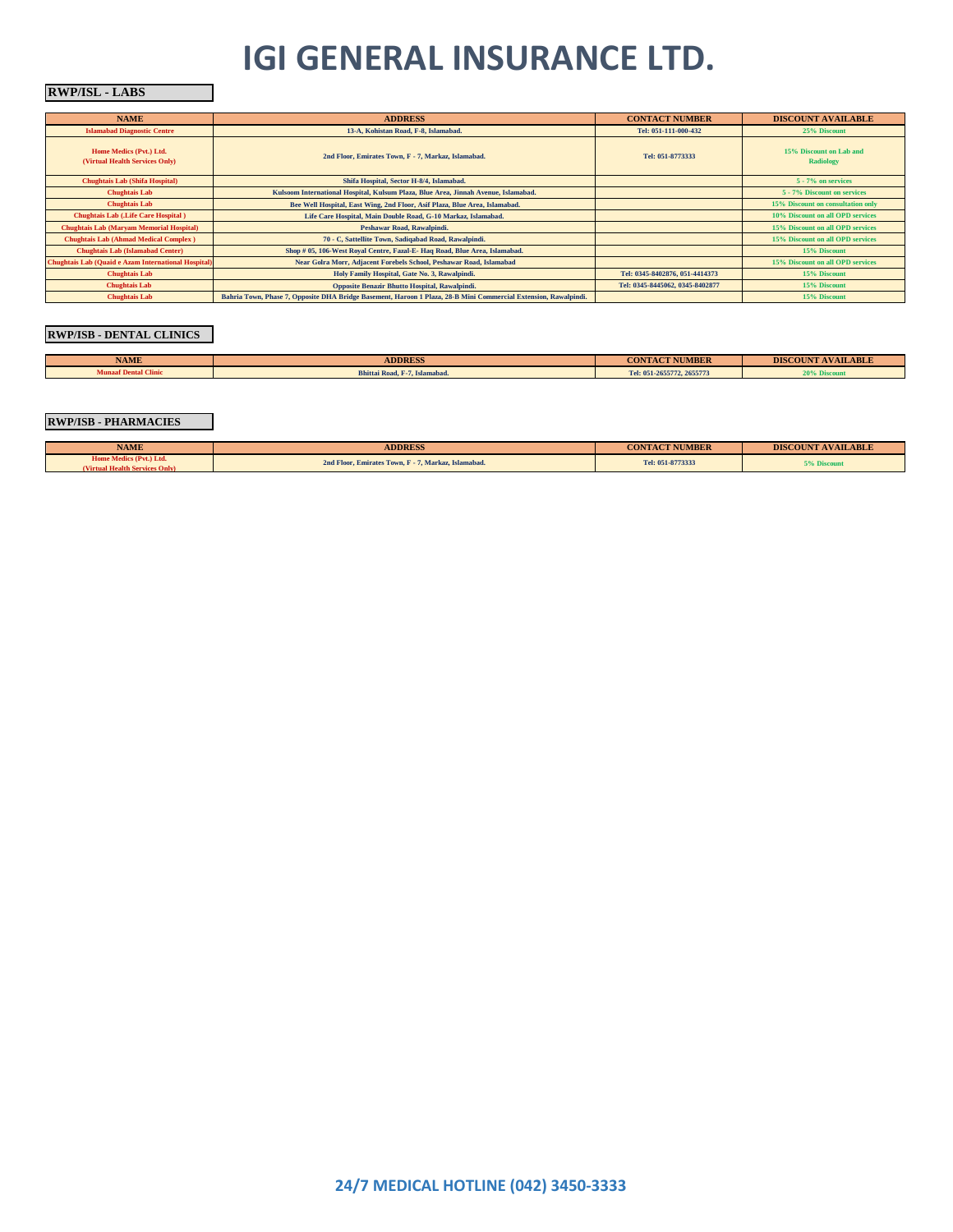# IGI GENERAL INSURANCE LTD.

## RWP/ISL - LABS

| NAME | ADDRESS | CONTACT NUMBER | DISCOUNT AVAILABLE |
|---|---|---|---|
| Islamabad Diagnostic Centre | 13-A, Kohistan Road, F-8, Islamabad. | Tel: 051-111-000-432 | 25% Discount |
| Home Medics (Pvt.) Ltd. (Virtual Health Services Only) | 2nd Floor, Emirates Town, F - 7, Markaz, Islamabad. | Tel: 051-8773333 | 15% Discount on Lab and Radiology |
| Chughtais Lab (Shifa Hospital) | Shifa Hospital, Sector H-8/4, Islamabad. | | 5 - 7% on services |
| Chughtais Lab | Kulsoom International Hospital, Kulsum Plaza, Blue Area, Jinnah Avenue, Islamabad. | | 5 - 7% Discount on services |
| Chughtais Lab | Bee Well Hospital, East Wing, 2nd Floor, Asif Plaza, Blue Area, Islamabad. | | 15% Discount on consultation only |
| Chughtais Lab (.Life Care Hospital ) | Life Care Hospital, Main Double Road, G-10 Markaz, Islamabad. | | 10% Discount on all OPD services |
| Chughtais Lab (Maryam Memorial Hospital) | Peshawar Road, Rawalpindi. | | 15% Discount on all OPD services |
| Chughtais Lab (Ahmad Medical Complex ) | 70 - C, Sattellite Town, Sadiqabad Road, Rawalpindi. | | 15% Discount on all OPD services |
| Chughtais Lab (Islamabad Center) | Shop # 05, 106-West Royal Centre, Fazal-E- Haq Road, Blue Area, Islamabad. | | 15% Discount |
| Chughtais Lab (Quaid e Azam International Hospital) | Near Golra Morr, Adjacent Forebels School, Peshawar Road, Islamabad | | 15% Discount on all OPD services |
| Chughtais Lab | Holy Family Hospital, Gate No. 3, Rawalpindi. | Tel: 0345-8402876, 051-4414373 | 15% Discount |
| Chughtais Lab | Opposite Benazir Bhutto Hospital, Rawalpindi. | Tel: 0345-8445062, 0345-8402877 | 15% Discount |
| Chughtais Lab | Bahria Town, Phase 7, Opposite DHA Bridge Basement, Haroon 1 Plaza, 28-B Mini Commercial Extension, Rawalpindi. | | 15% Discount |

## RWP/ISB - DENTAL CLINICS

| NAME | ADDRESS | CONTACT NUMBER | DISCOUNT AVAILABLE |
|---|---|---|---|
| Munaaf Dental Clinic | Bhittai Road, F-7, Islamabad. | Tel: 051-2655772, 2655773 | 20% Discount |

## RWP/ISB - PHARMACIES

| NAME | ADDRESS | CONTACT NUMBER | DISCOUNT AVAILABLE |
|---|---|---|---|
| Home Medics (Pvt.) Ltd. (Virtual Health Services Only) | 2nd Floor, Emirates Town, F - 7, Markaz, Islamabad. | Tel: 051-8773333 | 5% Discount |

**24/7 MEDICAL HOTLINE (042) 3450-3333**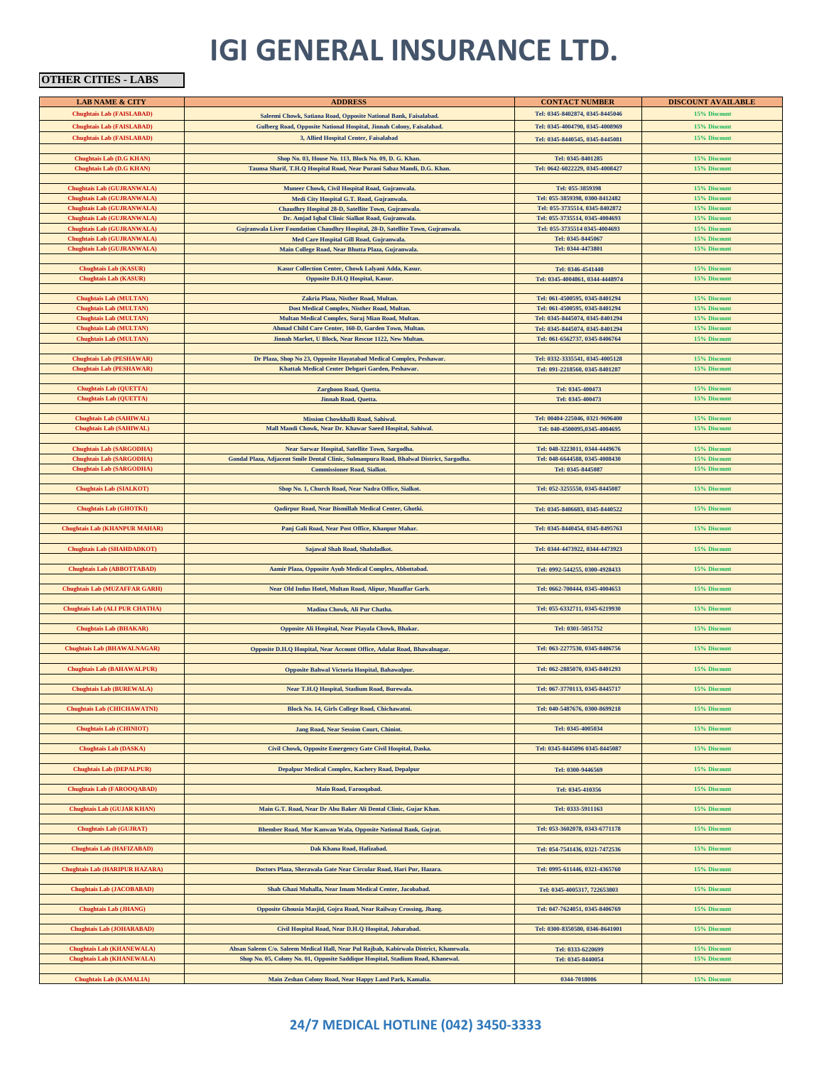# IGI GENERAL INSURANCE LTD.

**OTHER CITIES - LABS**

| LAB NAME & CITY | ADDRESS | CONTACT NUMBER | DISCOUNT AVAILABLE |
|---|---|---|---|
| Chughtais Lab (FAISLABAD) | Saleemi Chowk, Satiana Road, Opposite National Bank, Faisalabad. | Tel: 0345-8402874, 0345-8445046 | 15% Discount |
| Chughtais Lab (FAISLABAD) | Gulberg Road, Opposite National Hospital, Jinnah Colony, Faisalabad. | Tel: 0345-4004790, 0345-4008969 | 15% Discount |
| Chughtais Lab (FAISLABAD) | 3, Allied Hospital Center, Faisalabad | Tel: 0345-8440545, 0345-8445081 | 15% Discount |
| | | | |
| Chughtais Lab (D.G KHAN) | Shop No. 03, House No. 113, Block No. 09, D. G. Khan. | Tel: 0345-8401285 | 15% Discount |
| Chughtais Lab (D.G KHAN) | Taunsa Sharif, T.H.Q Hospital Road, Near Purani Sabaz Mandi, D.G. Khan. | Tel: 0642-6022229, 0345-4008427 | 15% Discount |
| | | | |
| Chughtais Lab (GUJRANWALA) | Muneer Chowk, Civil Hospital Road, Gujranwala. | Tel: 055-3859398 | 15% Discount |
| Chughtais Lab (GUJRANWALA) | Medi City Hospital G.T. Road, Gujranwala. | Tel: 055-3859398, 0300-8412482 | 15% Discount |
| Chughtais Lab (GUJRANWALA) | Chaudhry Hospital 28-D, Satellite Town, Gujranwala. | Tel: 055-3735514, 0345-8402872 | 15% Discount |
| Chughtais Lab (GUJRANWALA) | Dr. Amjad Iqbal Clinic Sialkot Road, Gujranwala. | Tel: 055-3735514, 0345-4004693 | 15% Discount |
| Chughtais Lab (GUJRANWALA) | Gujranwala Liver Foundation Chaudhry Hospital, 28-D, Satellite Town, Gujranwala. | Tel: 055-3735514 0345-4004693 | 15% Discount |
| Chughtais Lab (GUJRANWALA) | Med Care Hospital Gill Road, Gujranwala. | Tel: 0345-8445067 | 15% Discount |
| Chughtais Lab (GUJRANWALA) | Main College Road, Near Bhutta Plaza, Gujranwala. | Tel: 0344-4473801 | 15% Discount |
| | | | |
| Chughtais Lab (KASUR) | Kasur Collection Center, Chowk Lalyani Adda, Kasur. | Tel: 0346-4541440 | 15% Discount |
| Chughtais Lab (KASUR) | Opposite D.H.Q Hospital, Kasur. | Tel: 0345-4004861, 0344-4448974 | 15% Discount |
| | | | |
| Chughtais Lab (MULTAN) | Zakria Plaza, Nisther Road, Multan. | Tel: 061-4500595, 0345-8401294 | 15% Discount |
| Chughtais Lab (MULTAN) | Dost Medical Complex, Nisther Road, Multan. | Tel: 061-4500595, 0345-8401294 | 15% Discount |
| Chughtais Lab (MULTAN) | Multan Medical Complex, Suraj Mian Road, Multan. | Tel: 0345-8445074, 0345-8401294 | 15% Discount |
| Chughtais Lab (MULTAN) | Ahmad Child Care Center, 160-D, Garden Town, Multan. | Tel: 0345-8445074, 0345-8401294 | 15% Discount |
| Chughtais Lab (MULTAN) | Jinnah Market, U Block, Near Rescue 1122, New Multan. | Tel: 061-6562737, 0345-8406764 | 15% Discount |
| | | | |
| Chughtais Lab (PESHAWAR) | Dr Plaza, Shop No 23, Opposite Hayatabad Medical Complex, Peshawar. | Tel: 0332-3335541, 0345-4005128 | 15% Discount |
| Chughtais Lab (PESHAWAR) | Khattak Medical Center Debgari Garden, Peshawar. | Tel: 091-2218560, 0345-8401287 | 15% Discount |
| | | | |
| Chughtais Lab (QUETTA) | Zarghoon Road, Quetta. | Tel: 0345-400473 | 15% Discount |
| Chughtais Lab (QUETTA) | Jinnah Road, Quetta. | Tel: 0345-400473 | 15% Discount |
| | | | |
| Chughtais Lab (SAHIWAL) | Mission Chowkhalli Road, Sahiwal. | Tel: 00404-225046, 0321-9696400 | 15% Discount |
| Chughtais Lab (SAHIWAL) | Mall Mandi Chowk, Near Dr. Khawar Saeed Hospital, Sahiwal. | Tel: 040-4500095,0345-4004695 | 15% Discount |
| | | | |
| Chughtais Lab (SARGODHA) | Near Sarwar Hospital, Satellite Town, Sargodha. | Tel: 048-3223011, 0344-4449676 | 15% Discount |
| Chughtais Lab (SARGODHA) | Gondal Plaza, Adjacent Smile Dental Clinic, Sulmanpura Road, Bhalwal District, Sargodha. | Tel: 048-6644588, 0345-4008430 | 15% Discount |
| Chughtais Lab (SARGODHA) | Commissioner Road, Sialkot. | Tel: 0345-8445087 | 15% Discount |
| | | | |
| Chughtais Lab (SIALKOT) | Shop No. 1, Church Road, Near Nadra Office, Sialkot. | Tel: 052-3255550, 0345-8445087 | 15% Discount |
| | | | |
| Chughtais Lab (GHOTKI) | Qadirpur Road, Near Bismillah Medical Center, Ghotki. | Tel: 0345-8406683, 0345-8440522 | 15% Discount |
| | | | |
| Chughtais Lab (KHANPUR MAHAR) | Panj Gali Road, Near Post Office, Khanpur Mahar. | Tel: 0345-8440454, 0345-8495763 | 15% Discount |
| | | | |
| Chughtais Lab (SHAHDADKOT) | Sajawal Shah Road, Shahdadkot. | Tel: 0344-4473922, 0344-4473923 | 15% Discount |
| | | | |
| Chughtais Lab (ABBOTTABAD) | Aamir Plaza, Opposite Ayub Medical Complex, Abbottabad. | Tel: 0992-544255, 0300-4928433 | 15% Discount |
| | | | |
| Chughtais Lab (MUZAFFAR GARH) | Near Old Indus Hotel, Multan Road, Alipur, Muzaffar Garh. | Tel: 0662-700444, 0345-4004653 | 15% Discount |
| | | | |
| Chughtais Lab (ALI PUR CHATHA) | Madina Chowk, Ali Pur Chatha. | Tel: 055-6332711, 0345-6219930 | 15% Discount |
| | | | |
| Chughtais Lab (BHAKAR) | Opposite Ali Hospital, Near Piayala Chowk, Bhakar. | Tel: 0301-5051752 | 15% Discount |
| | | | |
| Chughtais Lab (BHAWALNAGAR) | Opposite D.H.Q Hospital, Near Account Office, Adalat Road, Bhawalnagar. | Tel: 063-2277530, 0345-8406756 | 15% Discount |
| | | | |
| Chughtais Lab (BAHAWALPUR) | Opposite Bahwal Victoria Hospital, Bahawalpur. | Tel: 062-2885070, 0345-8401293 | 15% Discount |
| | | | |
| Chughtais Lab (BUREWALA) | Near T.H.Q Hospital, Stadium Road, Burewala. | Tel: 067-3770113, 0345-8445717 | 15% Discount |
| | | | |
| Chughtais Lab (CHICHAWATNI) | Block No. 14, Girls College Road, Chichawatni. | Tel: 040-5487676, 0300-8699218 | 15% Discount |
| | | | |
| Chughtais Lab (CHINIOT) | Jang Road, Near Session Court, Chiniot. | Tel: 0345-4005034 | 15% Discount |
| | | | |
| Chughtais Lab (DASKA) | Civil Chowk, Opposite Emergency Gate Civil Hospital, Daska. | Tel: 0345-8445096 0345-8445087 | 15% Discount |
| | | | |
| Chughtais Lab (DEPALPUR) | Depalpur Medical Complex, Kachery Road, Depalpur | Tel: 0300-9446569 | 15% Discount |
| | | | |
| Chughtais Lab (FAROOQABAD) | Main Road, Farooqabad. | Tel: 0345-410356 | 15% Discount |
| | | | |
| Chughtais Lab (GUJAR KHAN) | Main G.T. Road, Near Dr Abu Baker Ali Dental Clinic, Gujar Khan. | Tel: 0333-5911163 | 15% Discount |
| | | | |
| Chughtais Lab (GUJRAT) | Bhember Road, Mor Kanwan Wala, Opposite National Bank, Gujrat. | Tel: 053-3602078, 0343-6771178 | 15% Discount |
| | | | |
| Chughtais Lab (HAFIZABAD) | Dak Khana Road, Hafizabad. | Tel: 054-7541436, 0321-7472536 | 15% Discount |
| | | | |
| Chughtais Lab (HARIPUR HAZARA) | Doctors Plaza, Sherawala Gate Near Circular Road, Hari Pur, Hazara. | Tel: 0995-611446, 0321-4365760 | 15% Discount |
| | | | |
| Chughtais Lab (JACOBABAD) | Shah Ghazi Muhalla, Near Imam Medical Center, Jacobabad. | Tel: 0345-4005317, 722653803 | 15% Discount |
| | | | |
| Chughtais Lab (JHANG) | Opposite Ghousia Masjid, Gojra Road, Near Railway Crossing, Jhang. | Tel: 047-7624051, 0345-8406769 | 15% Discount |
| | | | |
| Chughtais Lab (JOHARABAD) | Civil Hospital Road, Near D.H.Q Hospital, Joharabad. | Tel: 0300-8350580, 0346-8641001 | 15% Discount |
| | | | |
| Chughtais Lab (KHANEWALA) | Ahsan Saleem C/o. Saleem Medical Hall, Near Pul Rajbah, Kabirwala District, Khanewala. | Tel: 0333-6220699 | 15% Discount |
| Chughtais Lab (KHANEWALA) | Shop No. 05, Colony No. 01, Opposite Saddique Hospital, Stadium Road, Khanewal. | Tel: 0345-8440054 | 15% Discount |
| | | | |
| Chughtais Lab (KAMALIA) | Main Zeshan Colony Road, Near Happy Land Park, Kamalia. | 0344-7018006 | 15% Discount |

**24/7 MEDICAL HOTLINE (042) 3450-3333**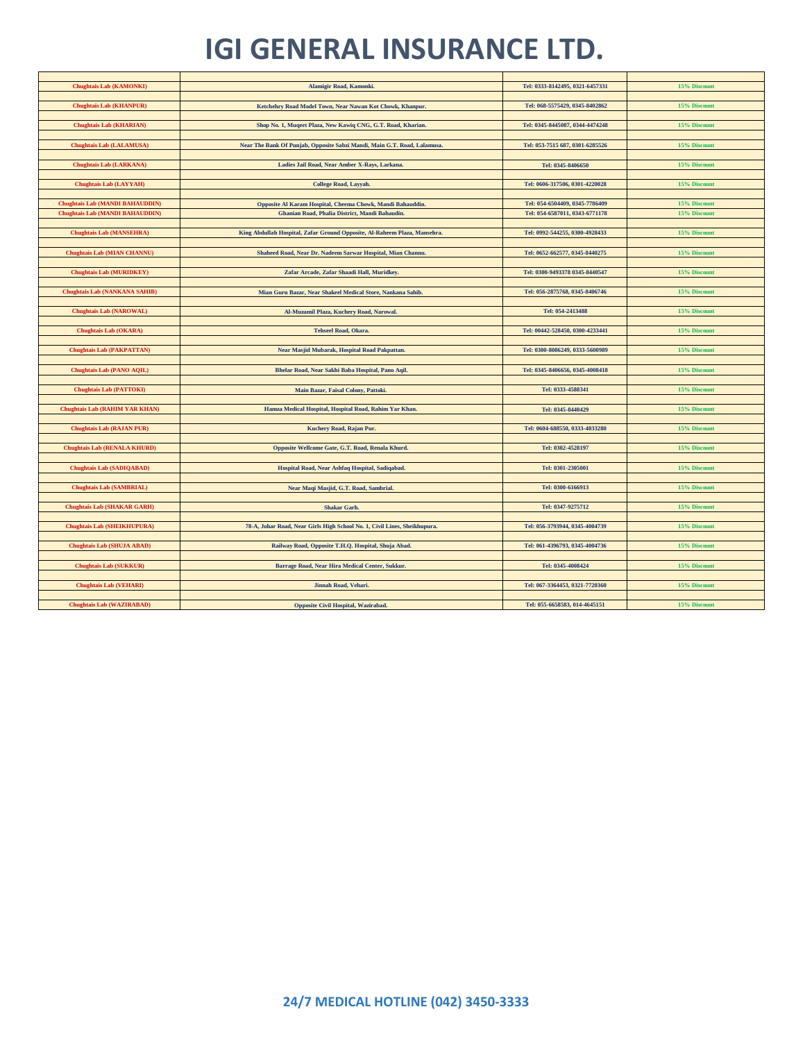# IGI GENERAL INSURANCE LTD.

| | | | |
|---|---|---|---|
| Chughtais Lab (KAMONKI) | Alamigir Road, Kamonki. | Tel: 0333-8142495, 0321-6457331 | 15% Discount |
| Chughtais Lab (KHANPUR) | Ketchehry Road Model Town, Near Nawan Kot Chowk, Khanpur. | Tel: 068-5575429, 0345-8402862 | 15% Discount |
| Chughtais Lab (KHARIAN) | Shop No. 1, Muqeet Plaza, New Kawiq CNG, G.T. Road, Kharian. | Tel: 0345-8445087, 0344-4474248 | 15% Discount |
| Chughtais Lab (LALAMUSA) | Near The Bank Of Punjab, Opposite Sabzi Mandi, Main G.T. Road, Lalamusa. | Tel: 053-7515 687, 0301-6285526 | 15% Discount |
| Chughtais Lab (LARKANA) | Ladies Jail Road, Near Amber X-Rays, Larkana. | Tel: 0345-8406650 | 15% Discount |
| Chughtais Lab (LAYYAH) | College Road, Layyah. | Tel: 0606-317506, 0301-4220028 | 15% Discount |
| Chughtais Lab (MANDI BAHAUDDIN) | Opposite Al Karam Hospital, Cheema Chowk, Mandi Bahauddin. | Tel: 054-6504409, 0345-7786409 | 15% Discount |
| Chughtais Lab (MANDI BAHAUDDIN) | Ghanian Road, Phalia District, Mandi Bahaudin. | Tel: 054-6587011, 0343-6771178 | 15% Discount |
| Chughtais Lab (MANSEHRA) | King Abdullah Hospital, Zafar Ground Opposite, Al-Raheem Plaza, Mansehra. | Tel: 0992-544255, 0300-4928433 | 15% Discount |
| Chughtais Lab (MIAN CHANNU) | Shaheed Road, Near Dr. Nadeem Sarwar Hospital, Mian Channu. | Tel: 0652-662577, 0345-8440275 | 15% Discount |
| Chughtais Lab (MURIDKEY) | Zafar Arcade, Zafar Shaadi Hall, Muridkey. | Tel: 0300-9493378 0345-8440547 | 15% Discount |
| Chughtais Lab (NANKANA SAHIB) | Mian Guru Bazar, Near Shakeel Medical Store, Nankana Sahib. | Tel: 056-2875768, 0345-8406746 | 15% Discount |
| Chughtais Lab (NAROWAL) | Al-Muzamil Plaza, Kuchery Road, Narowal. | Tel: 054-2413488 | 15% Discount |
| Chughtais Lab (OKARA) | Tehseel Road, Okara. | Tel: 00442-528450, 0300-4233441 | 15% Discount |
| Chughtais Lab (PAKPATTAN) | Near Masjid Mubarak, Hospital Road Pakpattan. | Tel: 0300-8086249, 0333-5600989 | 15% Discount |
| Chughtais Lab (PANO AQIL) | Bhelar Road, Near Sakhi Baba Hospital, Pano Aqil. | Tel: 0345-8406656, 0345-4008418 | 15% Discount |
| Chughtais Lab (PATTOKI) | Main Bazar, Faisal Colony, Pattoki. | Tel: 0333-4588341 | 15% Discount |
| Chughtais Lab (RAHIM YAR KHAN) | Hamza Medical Hospital, Hospital Road, Rahim Yar Khan. | Tel: 0345-8440429 | 15% Discount |
| Chughtais Lab (RAJAN PUR) | Kuchery Road, Rajan Pur. | Tel: 0604-688550, 0333-4033280 | 15% Discount |
| Chughtais Lab (RENALA KHURD) | Opposite Wellcome Gate, G.T. Road, Renala Khurd. | Tel: 0302-4528197 | 15% Discount |
| Chughtais Lab (SADIQABAD) | Hospital Road, Near Ashfaq Hospital, Sadiqabad. | Tel: 0301-2305001 | 15% Discount |
| Chughtais Lab (SAMBRIAL) | Near Maqi Masjid, G.T. Road, Sambrial. | Tel: 0300-6166913 | 15% Discount |
| Chughtais Lab (SHAKAR GARH) | Shakar Garh. | Tel: 0347-9275712 | 15% Discount |
| Chughtais Lab (SHEIKHUPURA) | 78-A, Johar Road, Near Girls High School No. 1, Civil Lines, Sheikhupura. | Tel: 056-3793944, 0345-4004739 | 15% Discount |
| Chughtais Lab (SHUJA ABAD) | Railway Road, Opposite T.H.Q. Hospital, Shuja Abad. | Tel: 061-4396793, 0345-4004736 | 15% Discount |
| Chughtais Lab (SUKKUR) | Barrage Road, Near Hira Medical Center, Sukkur. | Tel: 0345-4008424 | 15% Discount |
| Chughtais Lab (VEHARI) | Jinnah Road, Vehari. | Tel: 067-3364453, 0321-7720360 | 15% Discount |
| Chughtais Lab (WAZIRABAD) | Opposite Civil Hospital, Wazirabad. | Tel: 055-6658583, 014-4645151 | 15% Discount |

**24/7 MEDICAL HOTLINE (042) 3450-3333**